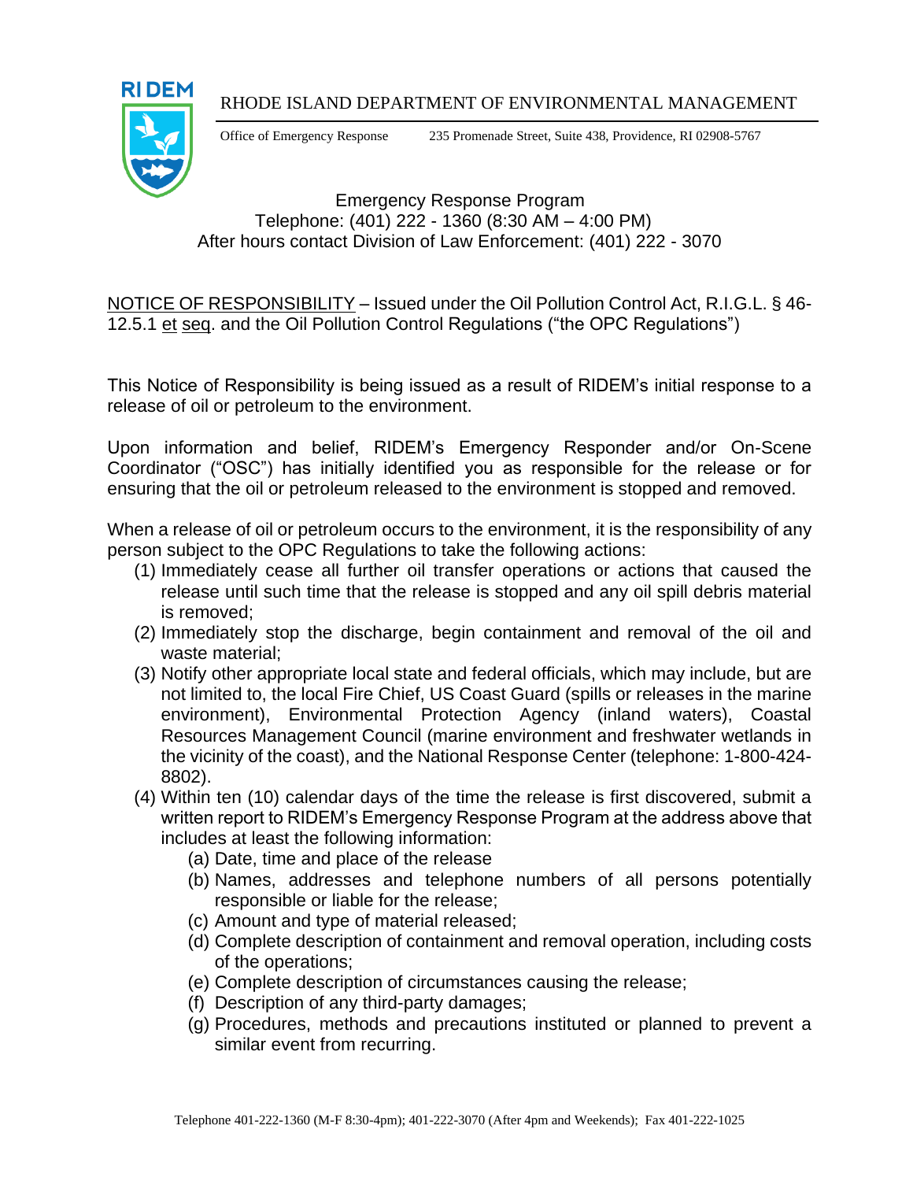RHODE ISLAND DEPARTMENT OF ENVIRONMENTAL MANAGEMENT

Office of Emergency Response 235 Promenade Street, Suite 438, Providence, RI 02908-5767

Emergency Response Program
Telephone: (401) 222 - 1360 (8:30 AM – 4:00 PM)
After hours contact Division of Law Enforcement: (401) 222 - 3070

NOTICE OF RESPONSIBILITY – Issued under the Oil Pollution Control Act, R.I.G.L. § 46-12.5.1 et seq. and the Oil Pollution Control Regulations ("the OPC Regulations")

This Notice of Responsibility is being issued as a result of RIDEM's initial response to a release of oil or petroleum to the environment.

Upon information and belief, RIDEM's Emergency Responder and/or On-Scene Coordinator ("OSC") has initially identified you as responsible for the release or for ensuring that the oil or petroleum released to the environment is stopped and removed.

When a release of oil or petroleum occurs to the environment, it is the responsibility of any person subject to the OPC Regulations to take the following actions:

(1) Immediately cease all further oil transfer operations or actions that caused the release until such time that the release is stopped and any oil spill debris material is removed;
(2) Immediately stop the discharge, begin containment and removal of the oil and waste material;
(3) Notify other appropriate local state and federal officials, which may include, but are not limited to, the local Fire Chief, US Coast Guard (spills or releases in the marine environment), Environmental Protection Agency (inland waters), Coastal Resources Management Council (marine environment and freshwater wetlands in the vicinity of the coast), and the National Response Center (telephone: 1-800-424-8802).
(4) Within ten (10) calendar days of the time the release is first discovered, submit a written report to RIDEM's Emergency Response Program at the address above that includes at least the following information:
    (a) Date, time and place of the release
    (b) Names, addresses and telephone numbers of all persons potentially responsible or liable for the release;
    (c) Amount and type of material released;
    (d) Complete description of containment and removal operation, including costs of the operations;
    (e) Complete description of circumstances causing the release;
    (f) Description of any third-party damages;
    (g) Procedures, methods and precautions instituted or planned to prevent a similar event from recurring.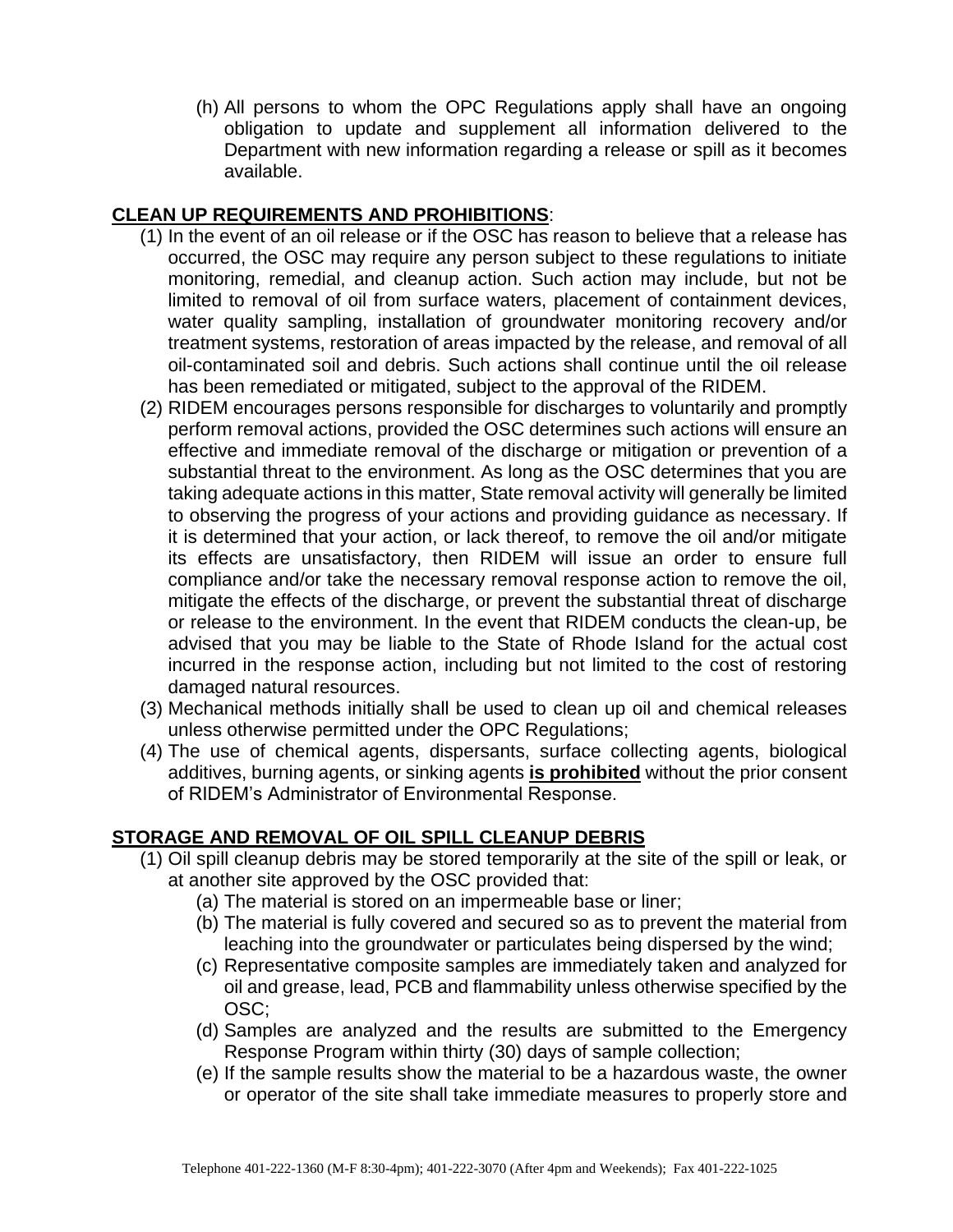(h) All persons to whom the OPC Regulations apply shall have an ongoing obligation to update and supplement all information delivered to the Department with new information regarding a release or spill as it becomes available.

**CLEAN UP REQUIREMENTS AND PROHIBITIONS**:

(1) In the event of an oil release or if the OSC has reason to believe that a release has occurred, the OSC may require any person subject to these regulations to initiate monitoring, remedial, and cleanup action. Such action may include, but not be limited to removal of oil from surface waters, placement of containment devices, water quality sampling, installation of groundwater monitoring recovery and/or treatment systems, restoration of areas impacted by the release, and removal of all oil-contaminated soil and debris. Such actions shall continue until the oil release has been remediated or mitigated, subject to the approval of the RIDEM.

(2) RIDEM encourages persons responsible for discharges to voluntarily and promptly perform removal actions, provided the OSC determines such actions will ensure an effective and immediate removal of the discharge or mitigation or prevention of a substantial threat to the environment. As long as the OSC determines that you are taking adequate actions in this matter, State removal activity will generally be limited to observing the progress of your actions and providing guidance as necessary. If it is determined that your action, or lack thereof, to remove the oil and/or mitigate its effects are unsatisfactory, then RIDEM will issue an order to ensure full compliance and/or take the necessary removal response action to remove the oil, mitigate the effects of the discharge, or prevent the substantial threat of discharge or release to the environment. In the event that RIDEM conducts the clean-up, be advised that you may be liable to the State of Rhode Island for the actual cost incurred in the response action, including but not limited to the cost of restoring damaged natural resources.

(3) Mechanical methods initially shall be used to clean up oil and chemical releases unless otherwise permitted under the OPC Regulations;

(4) The use of chemical agents, dispersants, surface collecting agents, biological additives, burning agents, or sinking agents **is prohibited** without the prior consent of RIDEM's Administrator of Environmental Response.

**STORAGE AND REMOVAL OF OIL SPILL CLEANUP DEBRIS**

(1) Oil spill cleanup debris may be stored temporarily at the site of the spill or leak, or at another site approved by the OSC provided that:

   (a) The material is stored on an impermeable base or liner;

   (b) The material is fully covered and secured so as to prevent the material from leaching into the groundwater or particulates being dispersed by the wind;

   (c) Representative composite samples are immediately taken and analyzed for oil and grease, lead, PCB and flammability unless otherwise specified by the OSC;

   (d) Samples are analyzed and the results are submitted to the Emergency Response Program within thirty (30) days of sample collection;

   (e) If the sample results show the material to be a hazardous waste, the owner or operator of the site shall take immediate measures to properly store and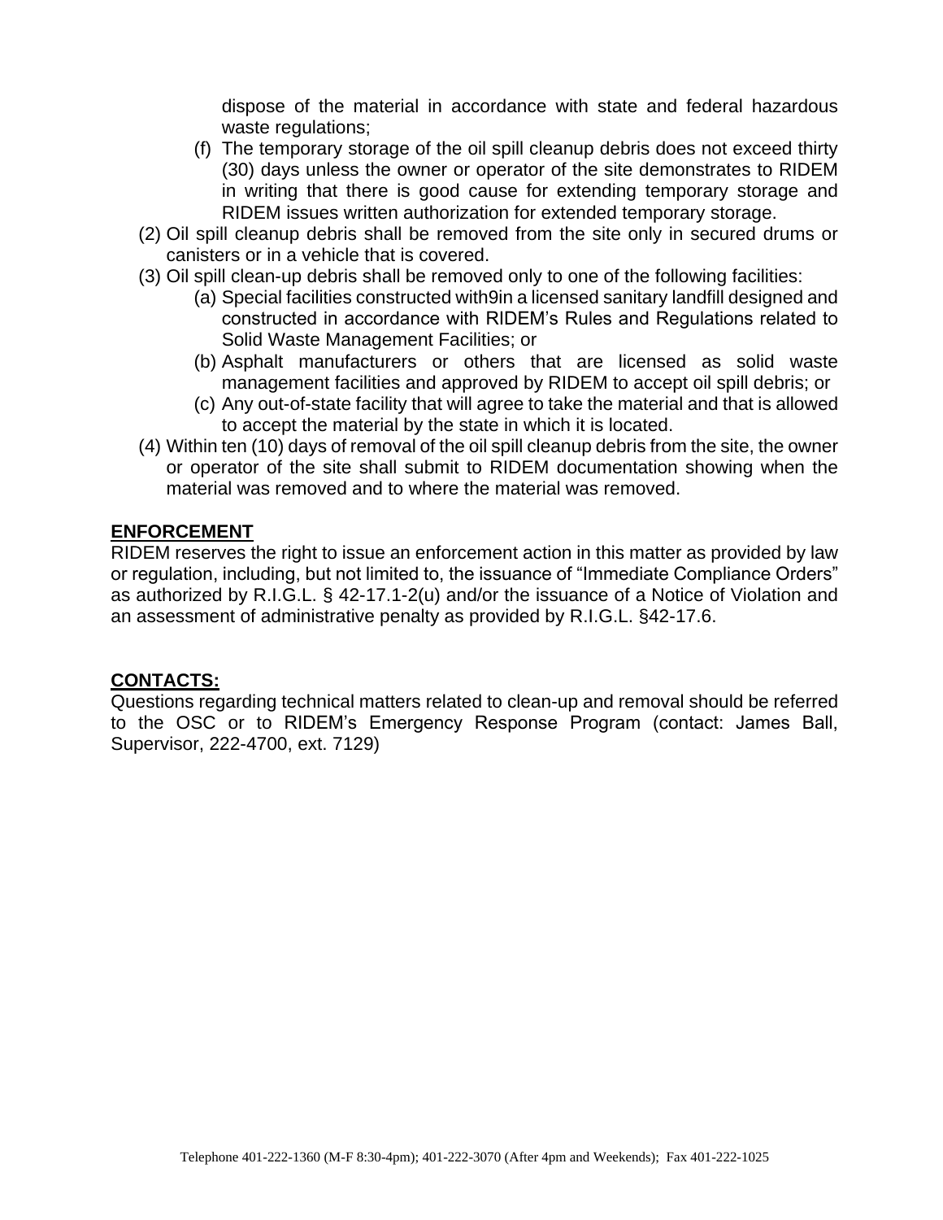dispose of the material in accordance with state and federal hazardous waste regulations;

(f) The temporary storage of the oil spill cleanup debris does not exceed thirty (30) days unless the owner or operator of the site demonstrates to RIDEM in writing that there is good cause for extending temporary storage and RIDEM issues written authorization for extended temporary storage.

(2) Oil spill cleanup debris shall be removed from the site only in secured drums or canisters or in a vehicle that is covered.

(3) Oil spill clean-up debris shall be removed only to one of the following facilities:

(a) Special facilities constructed with9in a licensed sanitary landfill designed and constructed in accordance with RIDEM's Rules and Regulations related to Solid Waste Management Facilities; or

(b) Asphalt manufacturers or others that are licensed as solid waste management facilities and approved by RIDEM to accept oil spill debris; or

(c) Any out-of-state facility that will agree to take the material and that is allowed to accept the material by the state in which it is located.

(4) Within ten (10) days of removal of the oil spill cleanup debris from the site, the owner or operator of the site shall submit to RIDEM documentation showing when the material was removed and to where the material was removed.

## ENFORCEMENT

RIDEM reserves the right to issue an enforcement action in this matter as provided by law or regulation, including, but not limited to, the issuance of "Immediate Compliance Orders" as authorized by R.I.G.L. § 42-17.1-2(u) and/or the issuance of a Notice of Violation and an assessment of administrative penalty as provided by R.I.G.L. §42-17.6.

## CONTACTS:

Questions regarding technical matters related to clean-up and removal should be referred to the OSC or to RIDEM's Emergency Response Program (contact: James Ball, Supervisor, 222-4700, ext. 7129)

Telephone 401-222-1360 (M-F 8:30-4pm); 401-222-3070 (After 4pm and Weekends); Fax 401-222-1025